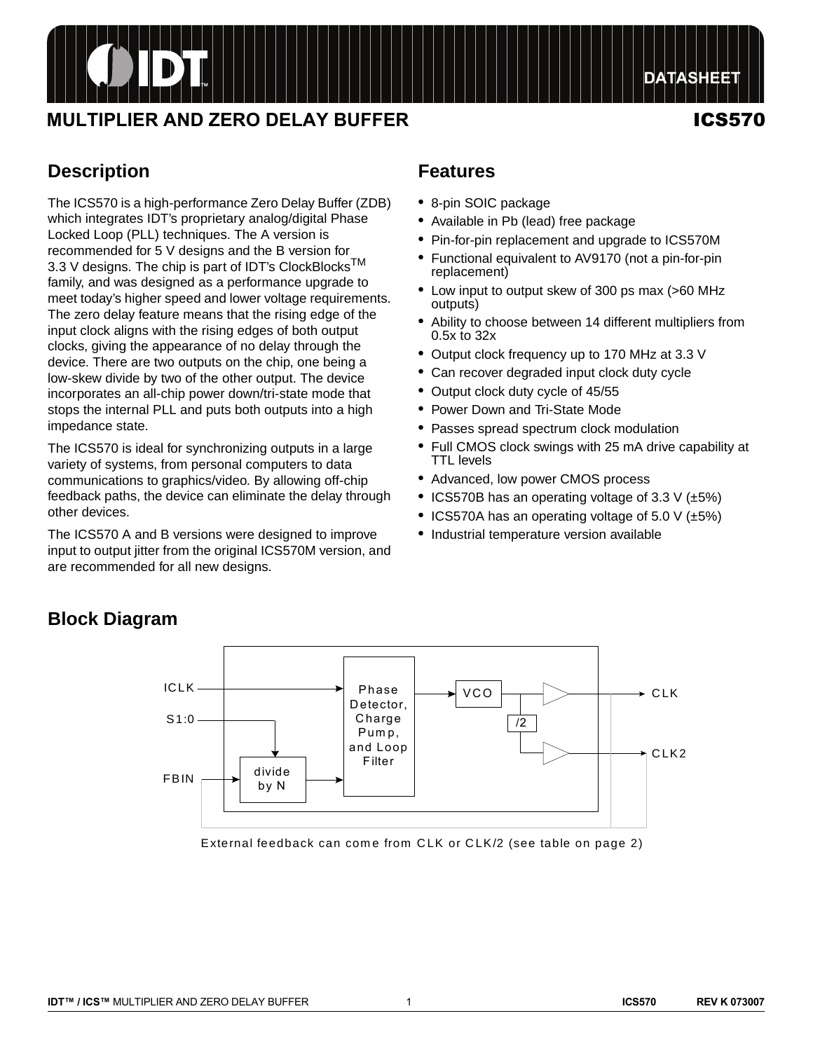DATASHEET

# MULTIPLIER AND ZERO DELAY BUFFER — ICS570

## Description

The ICS570 is a high-performance Zero Delay Buffer (ZDB) which integrates IDT's proprietary analog/digital Phase Locked Loop (PLL) techniques. The A version is recommended for 5 V designs and the B version for 3.3 V designs. The chip is part of IDT's ClockBlocks™ family, and was designed as a performance upgrade to meet today's higher speed and lower voltage requirements. The zero delay feature means that the rising edge of the input clock aligns with the rising edges of both output clocks, giving the appearance of no delay through the device. There are two outputs on the chip, one being a low-skew divide by two of the other output. The device incorporates an all-chip power down/tri-state mode that stops the internal PLL and puts both outputs into a high impedance state.

The ICS570 is ideal for synchronizing outputs in a large variety of systems, from personal computers to data communications to graphics/video. By allowing off-chip feedback paths, the device can eliminate the delay through other devices.

The ICS570 A and B versions were designed to improve input to output jitter from the original ICS570M version, and are recommended for all new designs.

## Features

- 8-pin SOIC package
- Available in Pb (lead) free package
- Pin-for-pin replacement and upgrade to ICS570M
- Functional equivalent to AV9170 (not a pin-for-pin replacement)
- Low input to output skew of 300 ps max (>60 MHz outputs)
- Ability to choose between 14 different multipliers from 0.5x to 32x
- Output clock frequency up to 170 MHz at 3.3 V
- Can recover degraded input clock duty cycle
- Output clock duty cycle of 45/55
- Power Down and Tri-State Mode
- Passes spread spectrum clock modulation
- Full CMOS clock swings with 25 mA drive capability at TTL levels
- Advanced, low power CMOS process
- ICS570B has an operating voltage of 3.3 V (±5%)
- ICS570A has an operating voltage of 5.0 V (±5%)
- Industrial temperature version available

## Block Diagram

ICLK, S1:0, FBIN, divide by N, Phase Detector, Charge Pump, and Loop Filter, VCO, /2, CLK, CLK2

External feedback can come from CLK or CLK/2 (see table on page 2)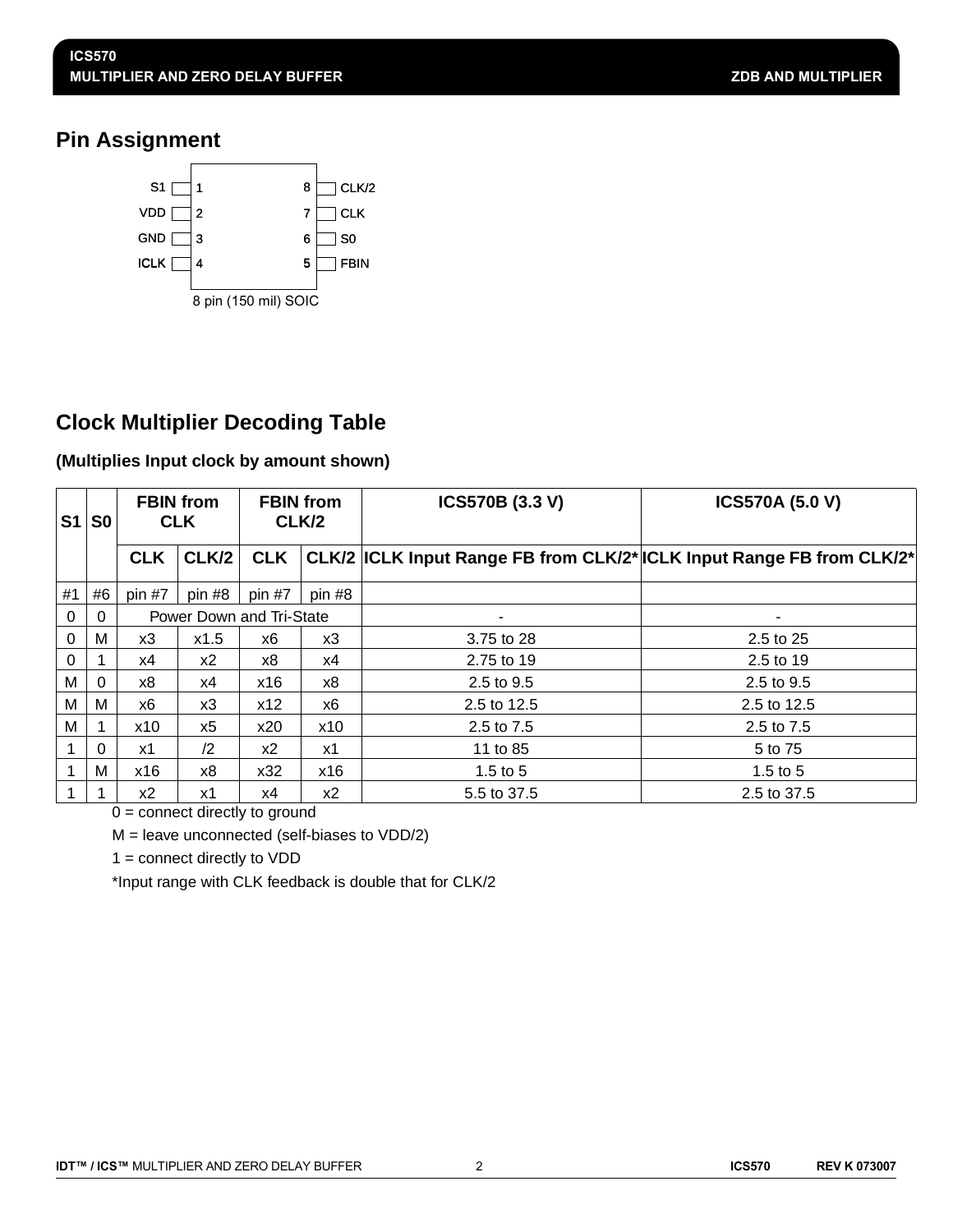## Pin Assignment

| Pin Name | Pin # | | Pin # | Pin Name |
|---|---|---|---|---|
| S1 | 1 | | 8 | CLK/2 |
| VDD | 2 | | 7 | CLK |
| GND | 3 | | 6 | S0 |
| ICLK | 4 | | 5 | FBIN |

8 pin (150 mil) SOIC

## Clock Multiplier Decoding Table

**(Multiplies Input clock by amount shown)**

| S1 | S0 | FBIN from CLK | | FBIN from CLK/2 | | ICS570B (3.3 V) | ICS570A (5.0 V) |
|---|---|---|---|---|---|---|---|
| | | **CLK** | **CLK/2** | **CLK** | **CLK/2** | **ICLK Input Range FB from CLK/2*** | **ICLK Input Range FB from CLK/2*** |
| #1 | #6 | pin #7 | pin #8 | pin #7 | pin #8 | | |
| 0 | 0 | Power Down and Tri-State | | | | - | - |
| 0 | M | x3 | x1.5 | x6 | x3 | 3.75 to 28 | 2.5 to 25 |
| 0 | 1 | x4 | x2 | x8 | x4 | 2.75 to 19 | 2.5 to 19 |
| M | 0 | x8 | x4 | x16 | x8 | 2.5 to 9.5 | 2.5 to 9.5 |
| M | M | x6 | x3 | x12 | x6 | 2.5 to 12.5 | 2.5 to 12.5 |
| M | 1 | x10 | x5 | x20 | x10 | 2.5 to 7.5 | 2.5 to 7.5 |
| 1 | 0 | x1 | /2 | x2 | x1 | 11 to 85 | 5 to 75 |
| 1 | M | x16 | x8 | x32 | x16 | 1.5 to 5 | 1.5 to 5 |
| 1 | 1 | x2 | x1 | x4 | x2 | 5.5 to 37.5 | 2.5 to 37.5 |

0 = connect directly to ground

M = leave unconnected (self-biases to VDD/2)

1 = connect directly to VDD

*Input range with CLK feedback is double that for CLK/2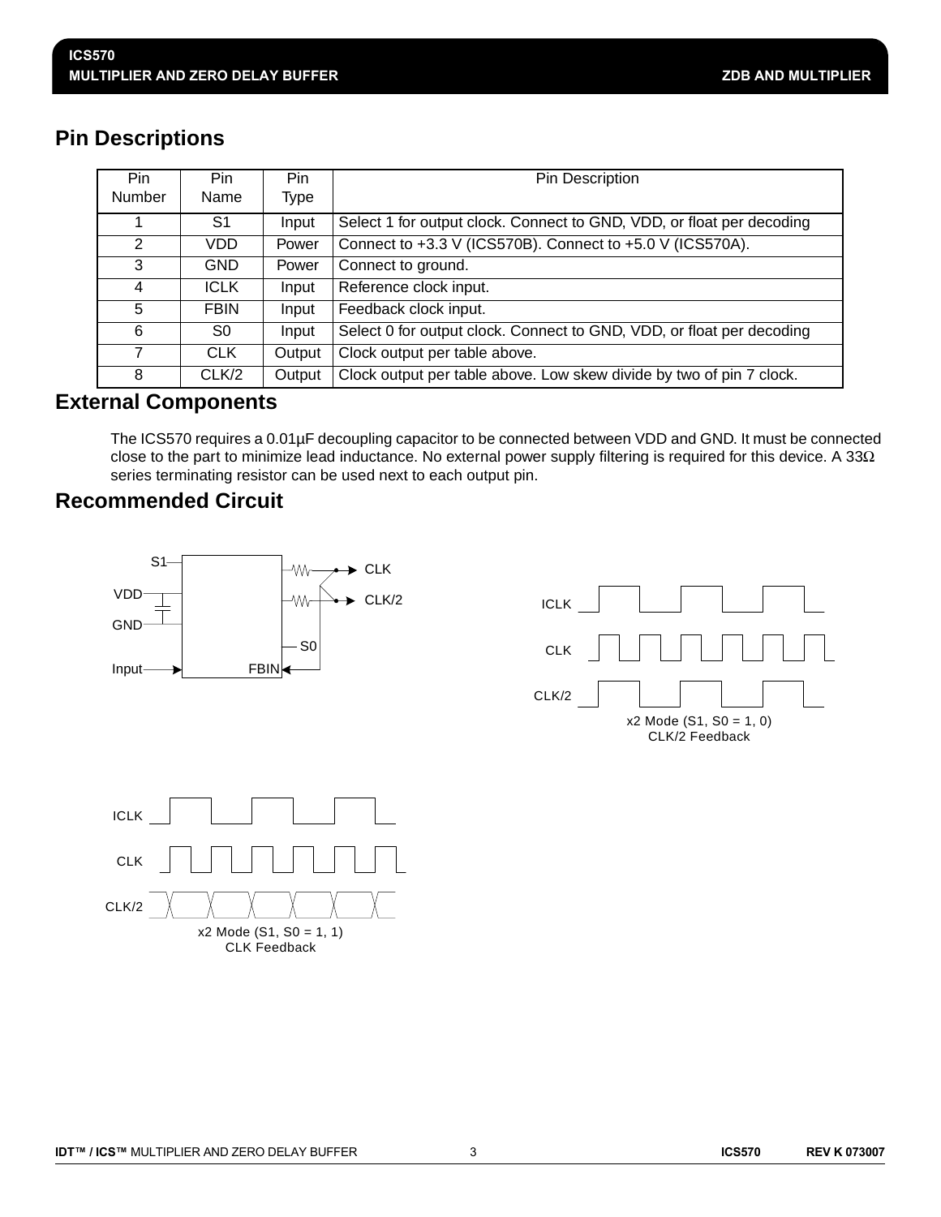## Pin Descriptions

| Pin Number | Pin Name | Pin Type | Pin Description |
|---|---|---|---|
| 1 | S1 | Input | Select 1 for output clock. Connect to GND, VDD, or float per decoding |
| 2 | VDD | Power | Connect to +3.3 V (ICS570B). Connect to +5.0 V (ICS570A). |
| 3 | GND | Power | Connect to ground. |
| 4 | ICLK | Input | Reference clock input. |
| 5 | FBIN | Input | Feedback clock input. |
| 6 | S0 | Input | Select 0 for output clock. Connect to GND, VDD, or float per decoding |
| 7 | CLK | Output | Clock output per table above. |
| 8 | CLK/2 | Output | Clock output per table above. Low skew divide by two of pin 7 clock. |

## External Components

The ICS570 requires a 0.01µF decoupling capacitor to be connected between VDD and GND. It must be connected close to the part to minimize lead inductance. No external power supply filtering is required for this device. A 33Ω series terminating resistor can be used next to each output pin.

## Recommended Circuit

S1, VDD, GND, Input, FBIN, S0, CLK, CLK/2

ICLK, CLK, CLK/2

x2 Mode (S1, S0 = 1, 0)
CLK/2 Feedback

ICLK, CLK, CLK/2

x2 Mode (S1, S0 = 1, 1)
CLK Feedback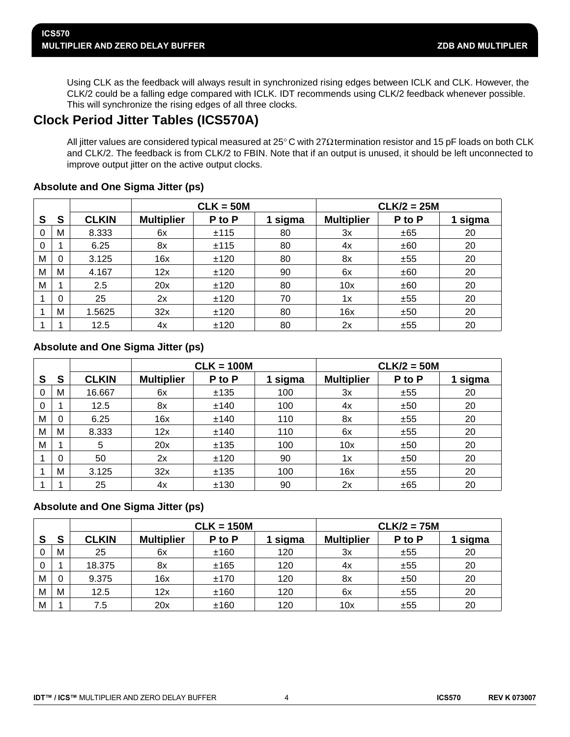Using CLK as the feedback will always result in synchronized rising edges between ICLK and CLK. However, the CLK/2 could be a falling edge compared with ICLK. IDT recommends using CLK/2 feedback whenever possible. This will synchronize the rising edges of all three clocks.

## Clock Period Jitter Tables (ICS570A)

All jitter values are considered typical measured at 25° C with 27Ω termination resistor and 15 pF loads on both CLK and CLK/2. The feedback is from CLK/2 to FBIN. Note that if an output is unused, it should be left unconnected to improve output jitter on the active output clocks.

### Absolute and One Sigma Jitter (ps)

| | | | CLK = 50M | | | CLK/2 = 25M | | |
|---|---|---|---|---|---|---|---|---|
| S | S | CLKIN | Multiplier | P to P | 1 sigma | Multiplier | P to P | 1 sigma |
| 0 | M | 8.333 | 6x | ±115 | 80 | 3x | ±65 | 20 |
| 0 | 1 | 6.25 | 8x | ±115 | 80 | 4x | ±60 | 20 |
| M | 0 | 3.125 | 16x | ±120 | 80 | 8x | ±55 | 20 |
| M | M | 4.167 | 12x | ±120 | 90 | 6x | ±60 | 20 |
| M | 1 | 2.5 | 20x | ±120 | 80 | 10x | ±60 | 20 |
| 1 | 0 | 25 | 2x | ±120 | 70 | 1x | ±55 | 20 |
| 1 | M | 1.5625 | 32x | ±120 | 80 | 16x | ±50 | 20 |
| 1 | 1 | 12.5 | 4x | ±120 | 80 | 2x | ±55 | 20 |

### Absolute and One Sigma Jitter (ps)

| | | | CLK = 100M | | | CLK/2 = 50M | | |
|---|---|---|---|---|---|---|---|---|
| S | S | CLKIN | Multiplier | P to P | 1 sigma | Multiplier | P to P | 1 sigma |
| 0 | M | 16.667 | 6x | ±135 | 100 | 3x | ±55 | 20 |
| 0 | 1 | 12.5 | 8x | ±140 | 100 | 4x | ±50 | 20 |
| M | 0 | 6.25 | 16x | ±140 | 110 | 8x | ±55 | 20 |
| M | M | 8.333 | 12x | ±140 | 110 | 6x | ±55 | 20 |
| M | 1 | 5 | 20x | ±135 | 100 | 10x | ±50 | 20 |
| 1 | 0 | 50 | 2x | ±120 | 90 | 1x | ±50 | 20 |
| 1 | M | 3.125 | 32x | ±135 | 100 | 16x | ±55 | 20 |
| 1 | 1 | 25 | 4x | ±130 | 90 | 2x | ±65 | 20 |

### Absolute and One Sigma Jitter (ps)

| | | | CLK = 150M | | | CLK/2 = 75M | | |
|---|---|---|---|---|---|---|---|---|
| S | S | CLKIN | Multiplier | P to P | 1 sigma | Multiplier | P to P | 1 sigma |
| 0 | M | 25 | 6x | ±160 | 120 | 3x | ±55 | 20 |
| 0 | 1 | 18.375 | 8x | ±165 | 120 | 4x | ±55 | 20 |
| M | 0 | 9.375 | 16x | ±170 | 120 | 8x | ±50 | 20 |
| M | M | 12.5 | 12x | ±160 | 120 | 6x | ±55 | 20 |
| M | 1 | 7.5 | 20x | ±160 | 120 | 10x | ±55 | 20 |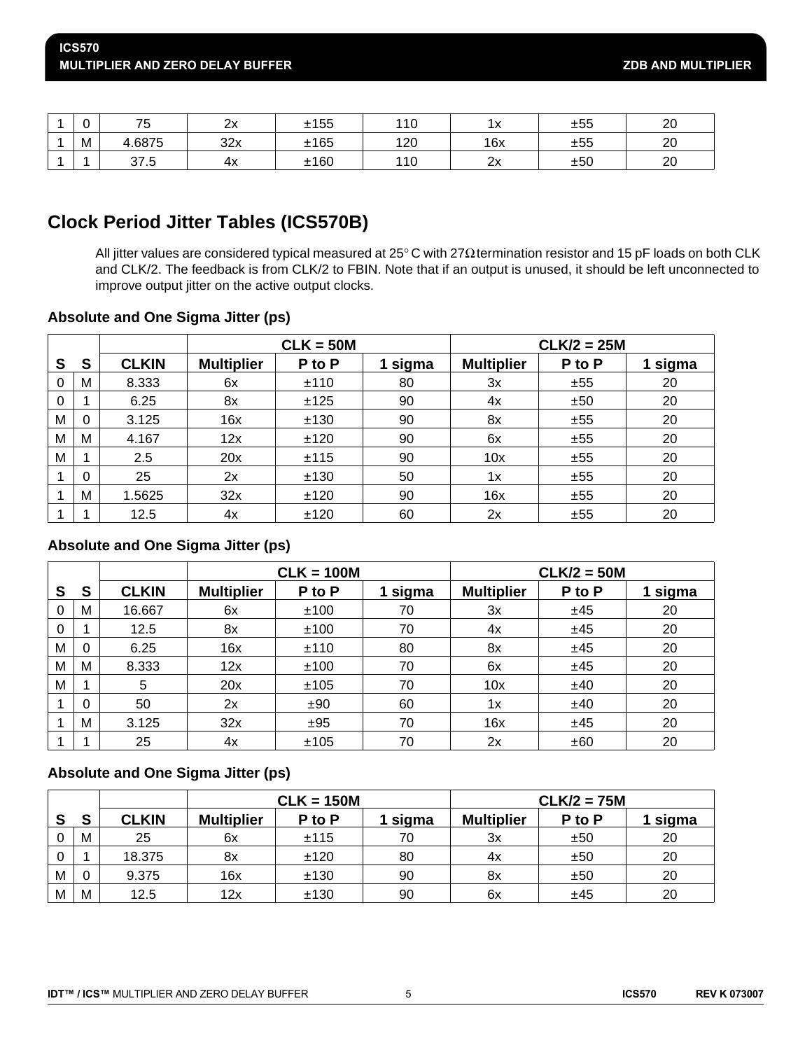| | | | | | | | | |
|---|---|---|---|---|---|---|---|---|
| 1 | 0 | 75 | 2x | ±155 | 110 | 1x | ±55 | 20 |
| 1 | M | 4.6875 | 32x | ±165 | 120 | 16x | ±55 | 20 |
| 1 | 1 | 37.5 | 4x | ±160 | 110 | 2x | ±50 | 20 |

## Clock Period Jitter Tables (ICS570B)

All jitter values are considered typical measured at 25° C with 27Ω termination resistor and 15 pF loads on both CLK and CLK/2. The feedback is from CLK/2 to FBIN. Note that if an output is unused, it should be left unconnected to improve output jitter on the active output clocks.

### Absolute and One Sigma Jitter (ps)

| | | | CLK = 50M | | | CLK/2 = 25M | | |
|---|---|---|---|---|---|---|---|---|
| **S** | **S** | **CLKIN** | **Multiplier** | **P to P** | **1 sigma** | **Multiplier** | **P to P** | **1 sigma** |
| 0 | M | 8.333 | 6x | ±110 | 80 | 3x | ±55 | 20 |
| 0 | 1 | 6.25 | 8x | ±125 | 90 | 4x | ±50 | 20 |
| M | 0 | 3.125 | 16x | ±130 | 90 | 8x | ±55 | 20 |
| M | M | 4.167 | 12x | ±120 | 90 | 6x | ±55 | 20 |
| M | 1 | 2.5 | 20x | ±115 | 90 | 10x | ±55 | 20 |
| 1 | 0 | 25 | 2x | ±130 | 50 | 1x | ±55 | 20 |
| 1 | M | 1.5625 | 32x | ±120 | 90 | 16x | ±55 | 20 |
| 1 | 1 | 12.5 | 4x | ±120 | 60 | 2x | ±55 | 20 |

### Absolute and One Sigma Jitter (ps)

| | | | CLK = 100M | | | CLK/2 = 50M | | |
|---|---|---|---|---|---|---|---|---|
| **S** | **S** | **CLKIN** | **Multiplier** | **P to P** | **1 sigma** | **Multiplier** | **P to P** | **1 sigma** |
| 0 | M | 16.667 | 6x | ±100 | 70 | 3x | ±45 | 20 |
| 0 | 1 | 12.5 | 8x | ±100 | 70 | 4x | ±45 | 20 |
| M | 0 | 6.25 | 16x | ±110 | 80 | 8x | ±45 | 20 |
| M | M | 8.333 | 12x | ±100 | 70 | 6x | ±45 | 20 |
| M | 1 | 5 | 20x | ±105 | 70 | 10x | ±40 | 20 |
| 1 | 0 | 50 | 2x | ±90 | 60 | 1x | ±40 | 20 |
| 1 | M | 3.125 | 32x | ±95 | 70 | 16x | ±45 | 20 |
| 1 | 1 | 25 | 4x | ±105 | 70 | 2x | ±60 | 20 |

### Absolute and One Sigma Jitter (ps)

| | | | CLK = 150M | | | CLK/2 = 75M | | |
|---|---|---|---|---|---|---|---|---|
| **S** | **S** | **CLKIN** | **Multiplier** | **P to P** | **1 sigma** | **Multiplier** | **P to P** | **1 sigma** |
| 0 | M | 25 | 6x | ±115 | 70 | 3x | ±50 | 20 |
| 0 | 1 | 18.375 | 8x | ±120 | 80 | 4x | ±50 | 20 |
| M | 0 | 9.375 | 16x | ±130 | 90 | 8x | ±50 | 20 |
| M | M | 12.5 | 12x | ±130 | 90 | 6x | ±45 | 20 |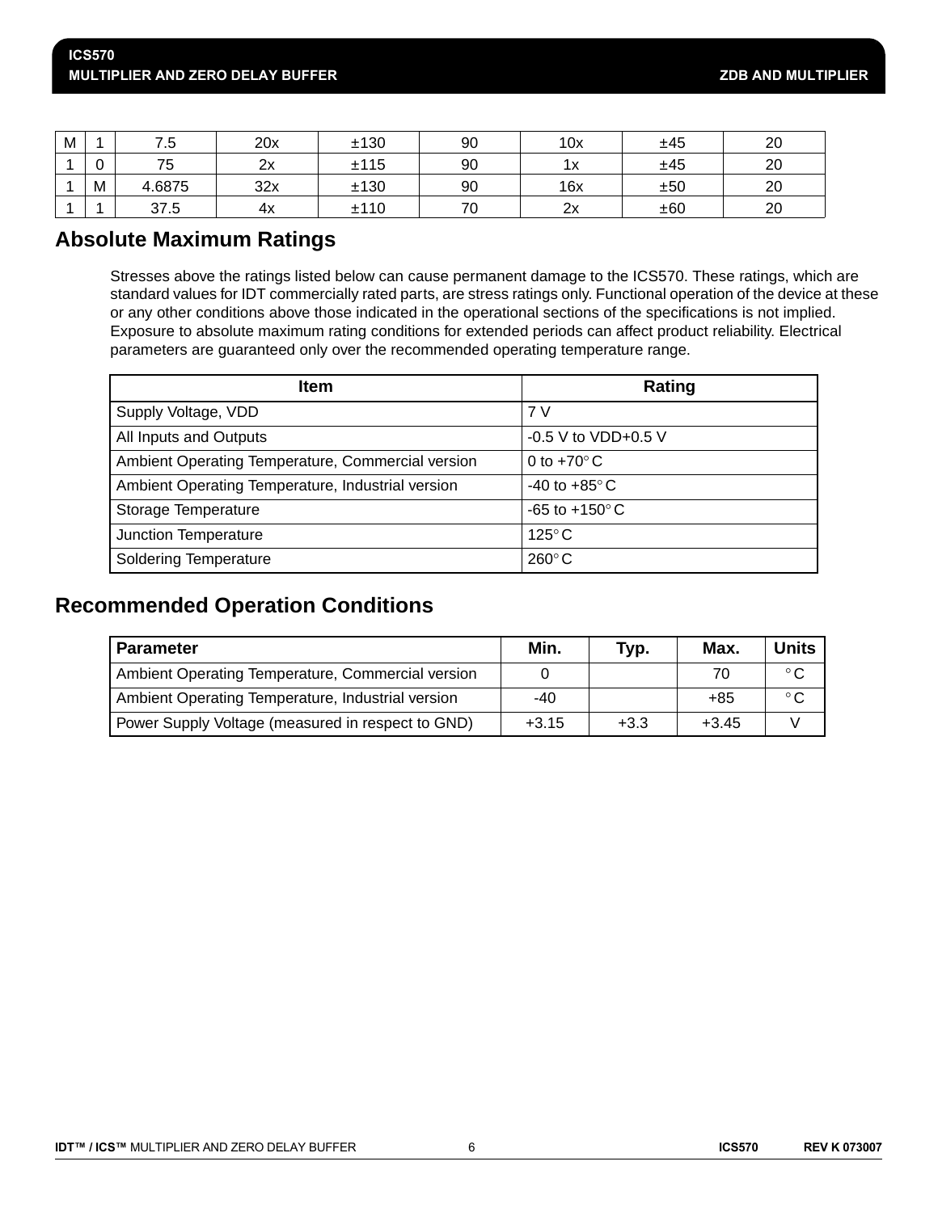| M | 1 | 7.5 | 20x | ±130 | 90 | 10x | ±45 | 20 |
|---|---|---|---|---|---|---|---|---|
| 1 | 0 | 75 | 2x | ±115 | 90 | 1x | ±45 | 20 |
| 1 | M | 4.6875 | 32x | ±130 | 90 | 16x | ±50 | 20 |
| 1 | 1 | 37.5 | 4x | ±110 | 70 | 2x | ±60 | 20 |

## Absolute Maximum Ratings

Stresses above the ratings listed below can cause permanent damage to the ICS570. These ratings, which are standard values for IDT commercially rated parts, are stress ratings only. Functional operation of the device at these or any other conditions above those indicated in the operational sections of the specifications is not implied. Exposure to absolute maximum rating conditions for extended periods can affect product reliability. Electrical parameters are guaranteed only over the recommended operating temperature range.

| Item | Rating |
|---|---|
| Supply Voltage, VDD | 7 V |
| All Inputs and Outputs | -0.5 V to VDD+0.5 V |
| Ambient Operating Temperature, Commercial version | 0 to +70° C |
| Ambient Operating Temperature, Industrial version | -40 to +85° C |
| Storage Temperature | -65 to +150° C |
| Junction Temperature | 125° C |
| Soldering Temperature | 260° C |

## Recommended Operation Conditions

| Parameter | Min. | Typ. | Max. | Units |
|---|---|---|---|---|
| Ambient Operating Temperature, Commercial version | 0 | | 70 | ° C |
| Ambient Operating Temperature, Industrial version | -40 | | +85 | ° C |
| Power Supply Voltage (measured in respect to GND) | +3.15 | +3.3 | +3.45 | V |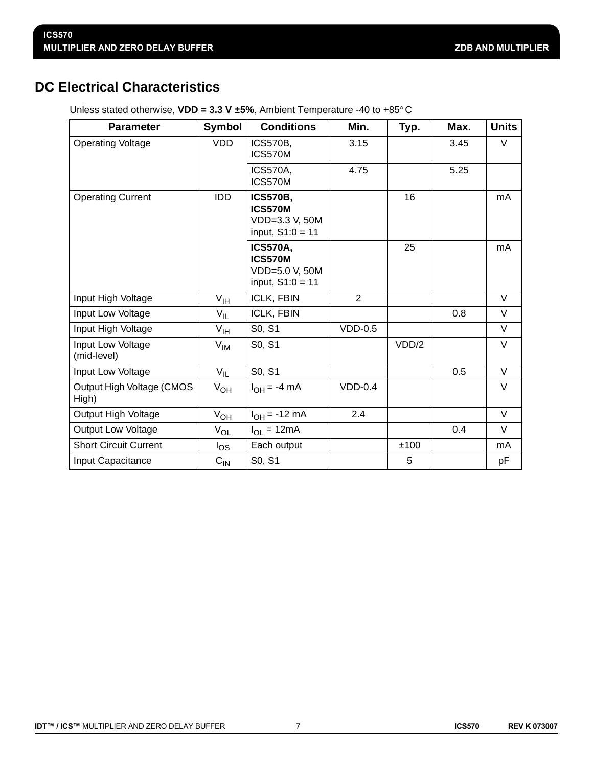## DC Electrical Characteristics

Unless stated otherwise, **VDD = 3.3 V ±5%**, Ambient Temperature -40 to +85° C

| Parameter | Symbol | Conditions | Min. | Typ. | Max. | Units |
|---|---|---|---|---|---|---|
| Operating Voltage | VDD | ICS570B, ICS570M | 3.15 | | 3.45 | V |
| | | ICS570A, ICS570M | 4.75 | | 5.25 | |
| Operating Current | IDD | **ICS570B, ICS570M** VDD=3.3 V, 50M input, S1:0 = 11 | | 16 | | mA |
| | | **ICS570A, ICS570M** VDD=5.0 V, 50M input, S1:0 = 11 | | 25 | | mA |
| Input High Voltage | $V_{IH}$ | ICLK, FBIN | 2 | | | V |
| Input Low Voltage | $V_{IL}$ | ICLK, FBIN | | | 0.8 | V |
| Input High Voltage | $V_{IH}$ | S0, S1 | VDD-0.5 | | | V |
| Input Low Voltage (mid-level) | $V_{IM}$ | S0, S1 | | VDD/2 | | V |
| Input Low Voltage | $V_{IL}$ | S0, S1 | | | 0.5 | V |
| Output High Voltage (CMOS High) | $V_{OH}$ | $I_{OH}$ = -4 mA | VDD-0.4 | | | V |
| Output High Voltage | $V_{OH}$ | $I_{OH}$ = -12 mA | 2.4 | | | V |
| Output Low Voltage | $V_{OL}$ | $I_{OL}$ = 12mA | | | 0.4 | V |
| Short Circuit Current | $I_{OS}$ | Each output | | ±100 | | mA |
| Input Capacitance | $C_{IN}$ | S0, S1 | | 5 | | pF |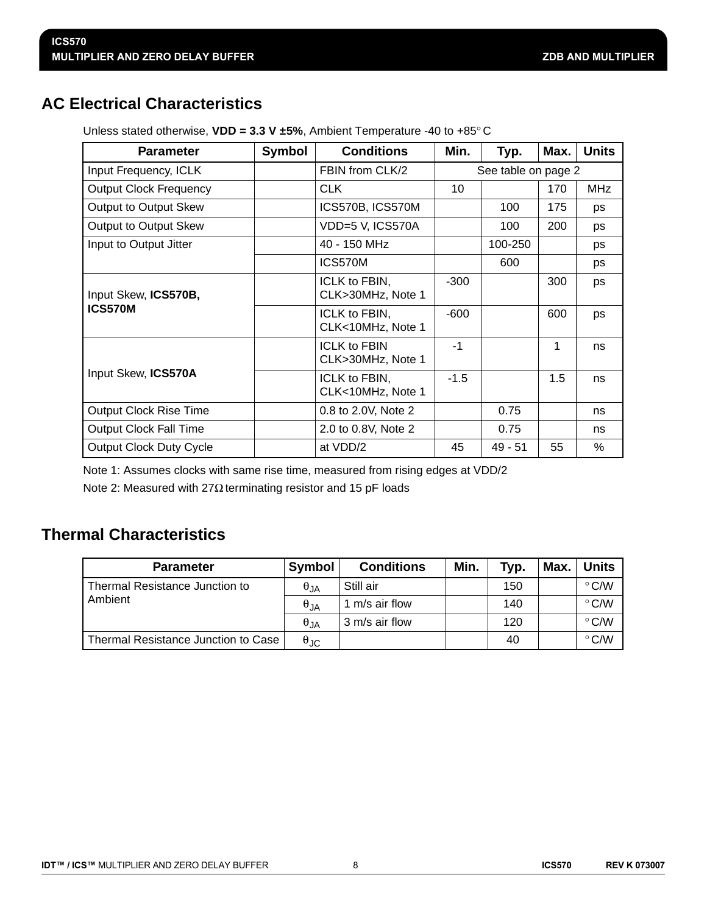## AC Electrical Characteristics

Unless stated otherwise, **VDD = 3.3 V ±5%**, Ambient Temperature -40 to +85° C

| Parameter | Symbol | Conditions | Min. | Typ. | Max. | Units |
|---|---|---|---|---|---|---|
| Input Frequency, ICLK | | FBIN from CLK/2 | See table on page 2 | | | |
| Output Clock Frequency | | CLK | 10 | | 170 | MHz |
| Output to Output Skew | | ICS570B, ICS570M | | 100 | 175 | ps |
| Output to Output Skew | | VDD=5 V, ICS570A | | 100 | 200 | ps |
| Input to Output Jitter | | 40 - 150 MHz | | 100-250 | | ps |
| | | ICS570M | | 600 | | ps |
| Input Skew, **ICS570B, ICS570M** | | ICLK to FBIN, CLK>30MHz, Note 1 | -300 | | 300 | ps |
| | | ICLK to FBIN, CLK<10MHz, Note 1 | -600 | | 600 | ps |
| Input Skew, **ICS570A** | | ICLK to FBIN CLK>30MHz, Note 1 | -1 | | 1 | ns |
| | | ICLK to FBIN, CLK<10MHz, Note 1 | -1.5 | | 1.5 | ns |
| Output Clock Rise Time | | 0.8 to 2.0V, Note 2 | | 0.75 | | ns |
| Output Clock Fall Time | | 2.0 to 0.8V, Note 2 | | 0.75 | | ns |
| Output Clock Duty Cycle | | at VDD/2 | 45 | 49 - 51 | 55 | % |

Note 1: Assumes clocks with same rise time, measured from rising edges at VDD/2

Note 2: Measured with 27Ω terminating resistor and 15 pF loads

## Thermal Characteristics

| Parameter | Symbol | Conditions | Min. | Typ. | Max. | Units |
|---|---|---|---|---|---|---|
| Thermal Resistance Junction to Ambient | $\theta_{JA}$ | Still air | | 150 | | ° C/W |
| | $\theta_{JA}$ | 1 m/s air flow | | 140 | | ° C/W |
| | $\theta_{JA}$ | 3 m/s air flow | | 120 | | ° C/W |
| Thermal Resistance Junction to Case | $\theta_{JC}$ | | | 40 | | ° C/W |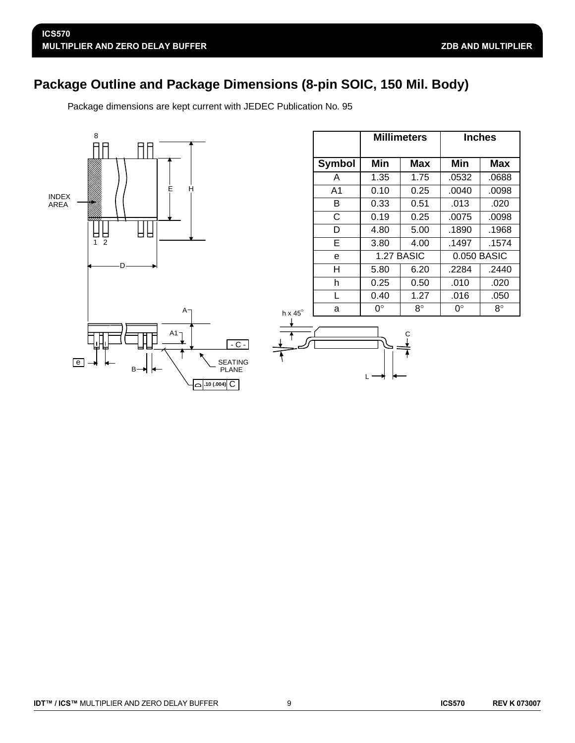## Package Outline and Package Dimensions (8-pin SOIC, 150 Mil. Body)

Package dimensions are kept current with JEDEC Publication No. 95

| | Millimeters | | Inches | |
|---|---|---|---|---|
| **Symbol** | **Min** | **Max** | **Min** | **Max** |
| A | 1.35 | 1.75 | .0532 | .0688 |
| A1 | 0.10 | 0.25 | .0040 | .0098 |
| B | 0.33 | 0.51 | .013 | .020 |
| C | 0.19 | 0.25 | .0075 | .0098 |
| D | 4.80 | 5.00 | .1890 | .1968 |
| E | 3.80 | 4.00 | .1497 | .1574 |
| e | 1.27 BASIC | | 0.050 BASIC | |
| H | 5.80 | 6.20 | .2284 | .2440 |
| h | 0.25 | 0.50 | .010 | .020 |
| L | 0.40 | 1.27 | .016 | .050 |
| a | 0° | 8° | 0° | 8° |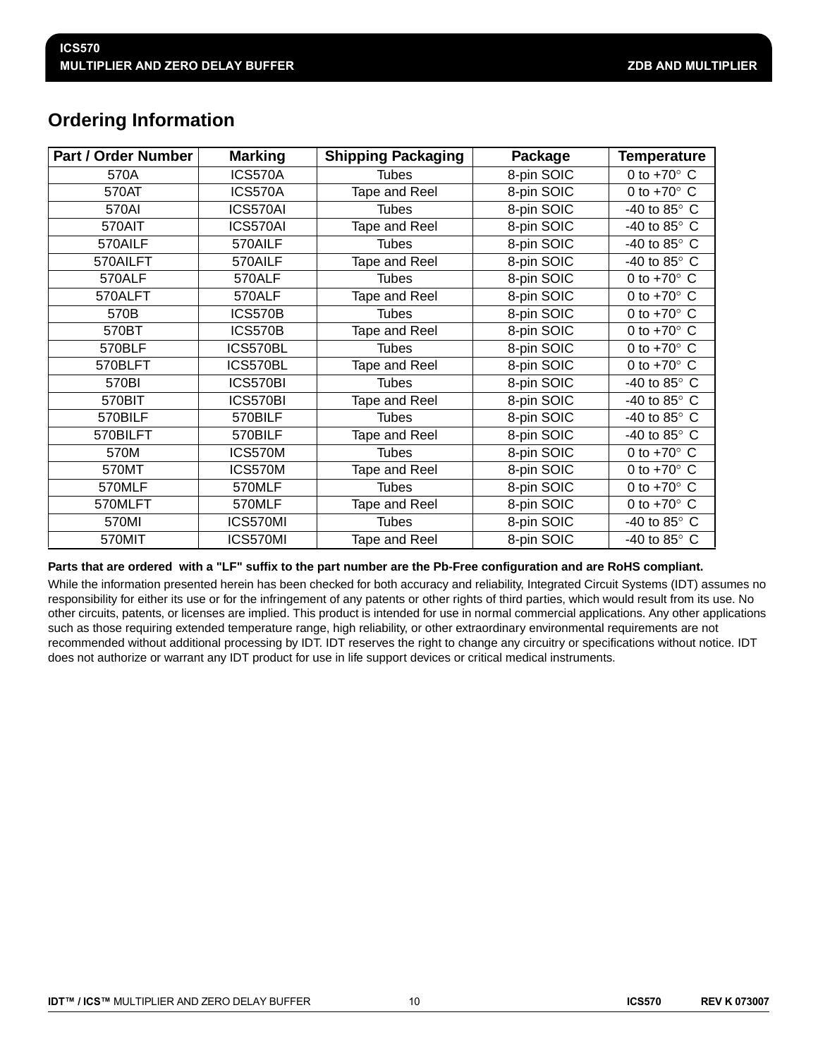## Ordering Information

| Part / Order Number | Marking | Shipping Packaging | Package | Temperature |
|---|---|---|---|---|
| 570A | ICS570A | Tubes | 8-pin SOIC | 0 to +70° C |
| 570AT | ICS570A | Tape and Reel | 8-pin SOIC | 0 to +70° C |
| 570AI | ICS570AI | Tubes | 8-pin SOIC | -40 to 85° C |
| 570AIT | ICS570AI | Tape and Reel | 8-pin SOIC | -40 to 85° C |
| 570AILF | 570AILF | Tubes | 8-pin SOIC | -40 to 85° C |
| 570AILFT | 570AILF | Tape and Reel | 8-pin SOIC | -40 to 85° C |
| 570ALF | 570ALF | Tubes | 8-pin SOIC | 0 to +70° C |
| 570ALFT | 570ALF | Tape and Reel | 8-pin SOIC | 0 to +70° C |
| 570B | ICS570B | Tubes | 8-pin SOIC | 0 to +70° C |
| 570BT | ICS570B | Tape and Reel | 8-pin SOIC | 0 to +70° C |
| 570BLF | ICS570BL | Tubes | 8-pin SOIC | 0 to +70° C |
| 570BLFT | ICS570BL | Tape and Reel | 8-pin SOIC | 0 to +70° C |
| 570BI | ICS570BI | Tubes | 8-pin SOIC | -40 to 85° C |
| 570BIT | ICS570BI | Tape and Reel | 8-pin SOIC | -40 to 85° C |
| 570BILF | 570BILF | Tubes | 8-pin SOIC | -40 to 85° C |
| 570BILFT | 570BILF | Tape and Reel | 8-pin SOIC | -40 to 85° C |
| 570M | ICS570M | Tubes | 8-pin SOIC | 0 to +70° C |
| 570MT | ICS570M | Tape and Reel | 8-pin SOIC | 0 to +70° C |
| 570MLF | 570MLF | Tubes | 8-pin SOIC | 0 to +70° C |
| 570MLFT | 570MLF | Tape and Reel | 8-pin SOIC | 0 to +70° C |
| 570MI | ICS570MI | Tubes | 8-pin SOIC | -40 to 85° C |
| 570MIT | ICS570MI | Tape and Reel | 8-pin SOIC | -40 to 85° C |

**Parts that are ordered with a "LF" suffix to the part number are the Pb-Free configuration and are RoHS compliant.**

While the information presented herein has been checked for both accuracy and reliability, Integrated Circuit Systems (IDT) assumes no responsibility for either its use or for the infringement of any patents or other rights of third parties, which would result from its use. No other circuits, patents, or licenses are implied. This product is intended for use in normal commercial applications. Any other applications such as those requiring extended temperature range, high reliability, or other extraordinary environmental requirements are not recommended without additional processing by IDT. IDT reserves the right to change any circuitry or specifications without notice. IDT does not authorize or warrant any IDT product for use in life support devices or critical medical instruments.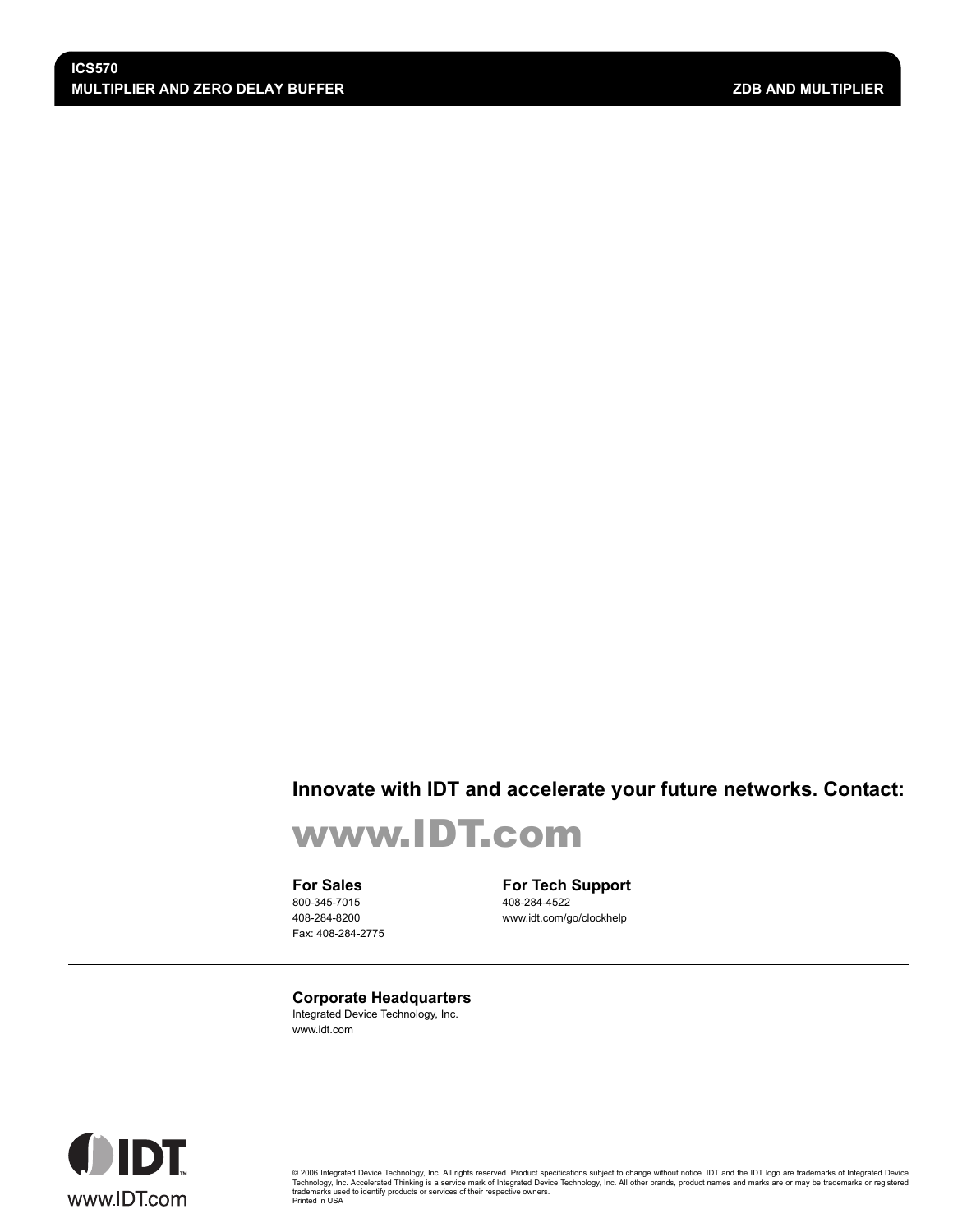**Innovate with IDT and accelerate your future networks. Contact:**

**www.IDT.com**

**For Sales**

800-345-7015
408-284-8200
Fax: 408-284-2775

**For Tech Support**

408-284-4522
www.idt.com/go/clockhelp

---

**Corporate Headquarters**

Integrated Device Technology, Inc.
www.idt.com

www.IDT.com

© 2006 Integrated Device Technology, Inc. All rights reserved. Product specifications subject to change without notice. IDT and the IDT logo are trademarks of Integrated Device Technology, Inc. Accelerated Thinking is a service mark of Integrated Device Technology, Inc. All other brands, product names and marks are or may be trademarks or registered trademarks used to identify products or services of their respective owners.
Printed in USA